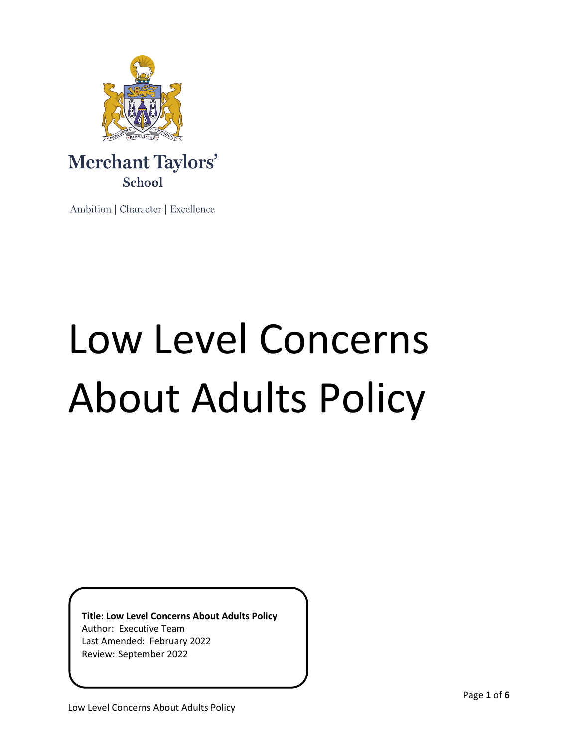Merchant Taylors' School

Ambition | Character | Excellence

# Low Level Concerns About Adults Policy

**Title: Low Level Concerns About Adults Policy**
Author: Executive Team
Last Amended: February 2022
Review: September 2022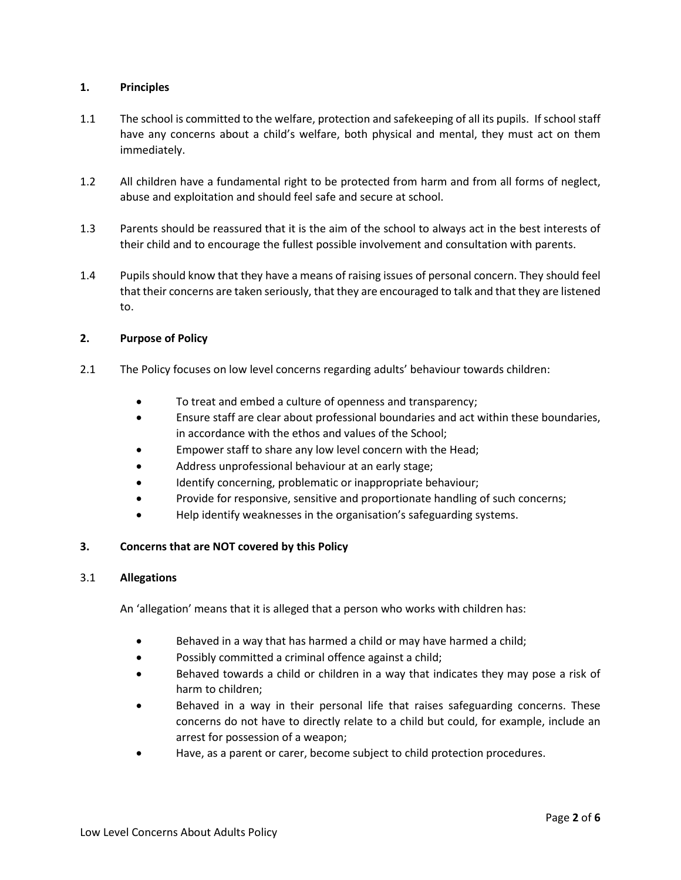## 1. Principles

1.1 The school is committed to the welfare, protection and safekeeping of all its pupils. If school staff have any concerns about a child's welfare, both physical and mental, they must act on them immediately.

1.2 All children have a fundamental right to be protected from harm and from all forms of neglect, abuse and exploitation and should feel safe and secure at school.

1.3 Parents should be reassured that it is the aim of the school to always act in the best interests of their child and to encourage the fullest possible involvement and consultation with parents.

1.4 Pupils should know that they have a means of raising issues of personal concern. They should feel that their concerns are taken seriously, that they are encouraged to talk and that they are listened to.

## 2. Purpose of Policy

2.1 The Policy focuses on low level concerns regarding adults' behaviour towards children:

- To treat and embed a culture of openness and transparency;
- Ensure staff are clear about professional boundaries and act within these boundaries, in accordance with the ethos and values of the School;
- Empower staff to share any low level concern with the Head;
- Address unprofessional behaviour at an early stage;
- Identify concerning, problematic or inappropriate behaviour;
- Provide for responsive, sensitive and proportionate handling of such concerns;
- Help identify weaknesses in the organisation's safeguarding systems.

## 3. Concerns that are NOT covered by this Policy

### 3.1 Allegations

An 'allegation' means that it is alleged that a person who works with children has:

- Behaved in a way that has harmed a child or may have harmed a child;
- Possibly committed a criminal offence against a child;
- Behaved towards a child or children in a way that indicates they may pose a risk of harm to children;
- Behaved in a way in their personal life that raises safeguarding concerns. These concerns do not have to directly relate to a child but could, for example, include an arrest for possession of a weapon;
- Have, as a parent or carer, become subject to child protection procedures.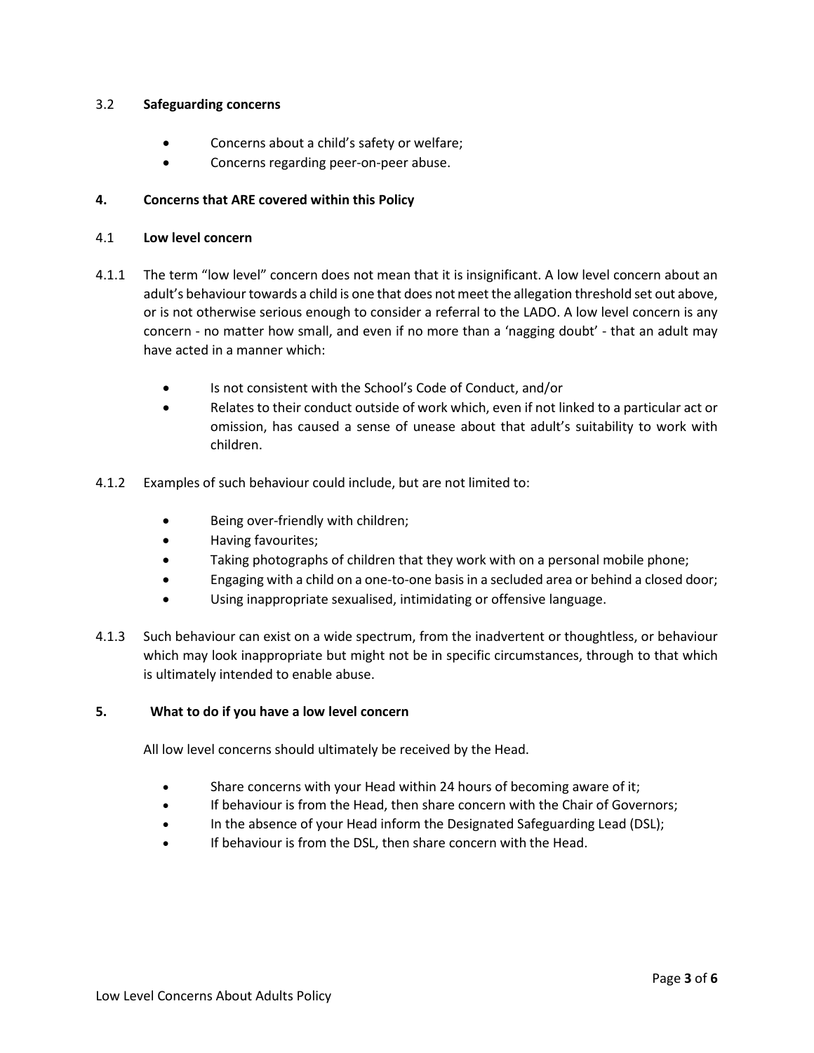### 3.2 Safeguarding concerns

- Concerns about a child's safety or welfare;
- Concerns regarding peer-on-peer abuse.

## 4. Concerns that ARE covered within this Policy

### 4.1 Low level concern

4.1.1 The term "low level" concern does not mean that it is insignificant. A low level concern about an adult's behaviour towards a child is one that does not meet the allegation threshold set out above, or is not otherwise serious enough to consider a referral to the LADO. A low level concern is any concern - no matter how small, and even if no more than a 'nagging doubt' - that an adult may have acted in a manner which:

- Is not consistent with the School's Code of Conduct, and/or
- Relates to their conduct outside of work which, even if not linked to a particular act or omission, has caused a sense of unease about that adult's suitability to work with children.

4.1.2 Examples of such behaviour could include, but are not limited to:

- Being over-friendly with children;
- Having favourites;
- Taking photographs of children that they work with on a personal mobile phone;
- Engaging with a child on a one-to-one basis in a secluded area or behind a closed door;
- Using inappropriate sexualised, intimidating or offensive language.

4.1.3 Such behaviour can exist on a wide spectrum, from the inadvertent or thoughtless, or behaviour which may look inappropriate but might not be in specific circumstances, through to that which is ultimately intended to enable abuse.

## 5. What to do if you have a low level concern

All low level concerns should ultimately be received by the Head.

- Share concerns with your Head within 24 hours of becoming aware of it;
- If behaviour is from the Head, then share concern with the Chair of Governors;
- In the absence of your Head inform the Designated Safeguarding Lead (DSL);
- If behaviour is from the DSL, then share concern with the Head.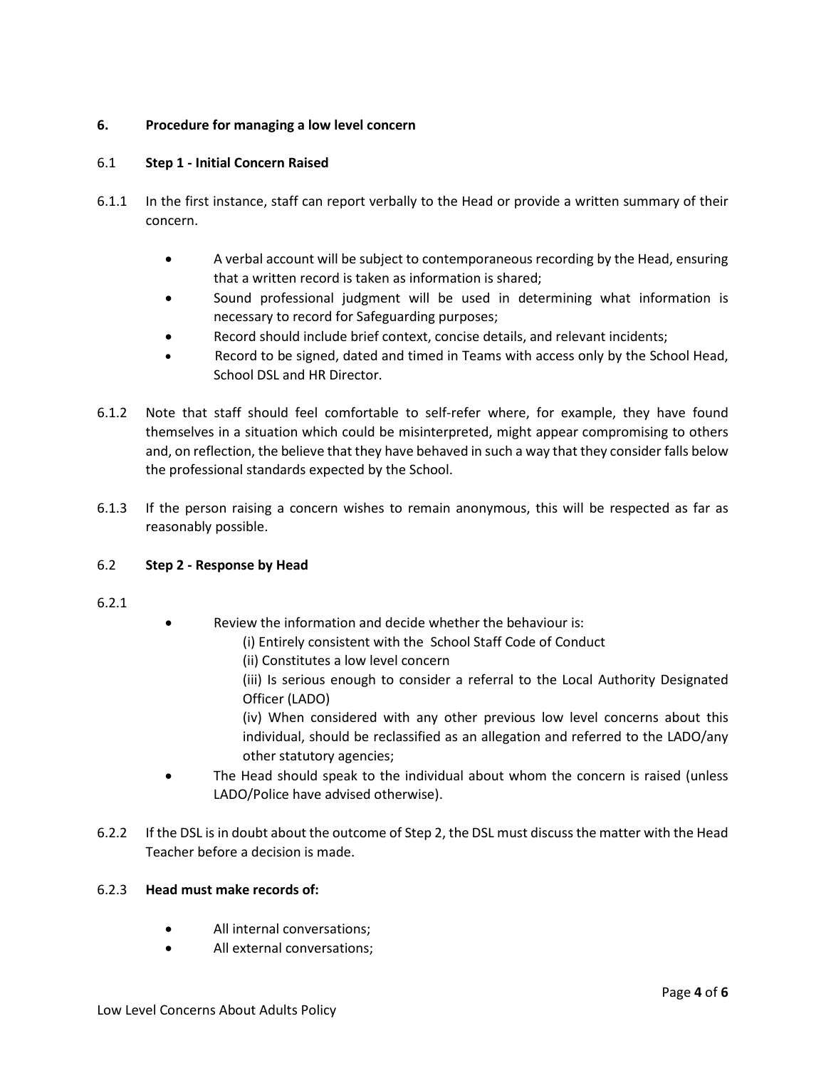## 6. Procedure for managing a low level concern

### 6.1 Step 1 - Initial Concern Raised

6.1.1 In the first instance, staff can report verbally to the Head or provide a written summary of their concern.

- A verbal account will be subject to contemporaneous recording by the Head, ensuring that a written record is taken as information is shared;
- Sound professional judgment will be used in determining what information is necessary to record for Safeguarding purposes;
- Record should include brief context, concise details, and relevant incidents;
- Record to be signed, dated and timed in Teams with access only by the School Head, School DSL and HR Director.

6.1.2 Note that staff should feel comfortable to self-refer where, for example, they have found themselves in a situation which could be misinterpreted, might appear compromising to others and, on reflection, the believe that they have behaved in such a way that they consider falls below the professional standards expected by the School.

6.1.3 If the person raising a concern wishes to remain anonymous, this will be respected as far as reasonably possible.

### 6.2 Step 2 - Response by Head

6.2.1

- Review the information and decide whether the behaviour is:
  - (i) Entirely consistent with the School Staff Code of Conduct
  - (ii) Constitutes a low level concern
  - (iii) Is serious enough to consider a referral to the Local Authority Designated Officer (LADO)
  - (iv) When considered with any other previous low level concerns about this individual, should be reclassified as an allegation and referred to the LADO/any other statutory agencies;
- The Head should speak to the individual about whom the concern is raised (unless LADO/Police have advised otherwise).

6.2.2 If the DSL is in doubt about the outcome of Step 2, the DSL must discuss the matter with the Head Teacher before a decision is made.

6.2.3 **Head must make records of:**

- All internal conversations;
- All external conversations;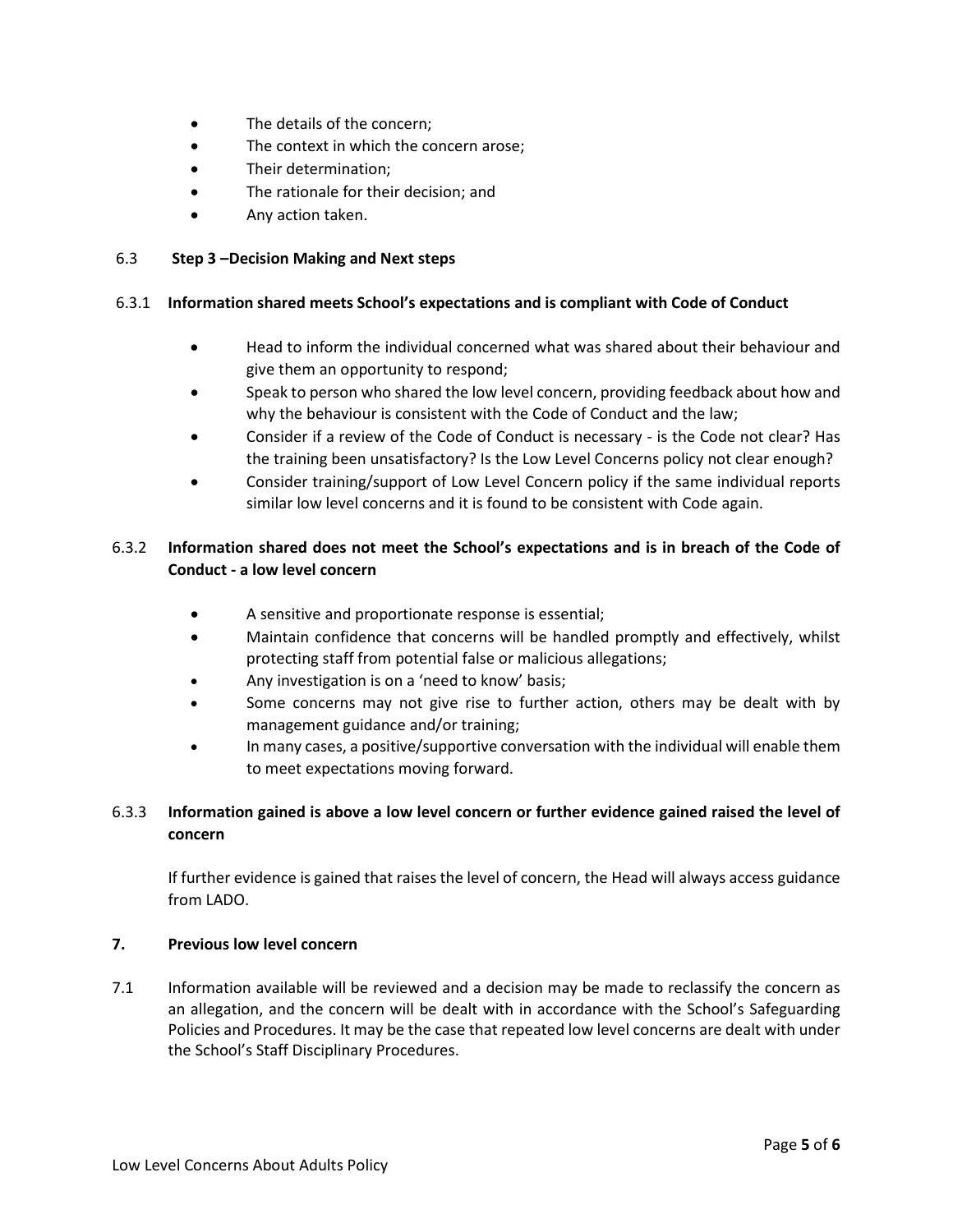- The details of the concern;
- The context in which the concern arose;
- Their determination;
- The rationale for their decision; and
- Any action taken.

### 6.3 Step 3 –Decision Making and Next steps

#### 6.3.1 Information shared meets School's expectations and is compliant with Code of Conduct

- Head to inform the individual concerned what was shared about their behaviour and give them an opportunity to respond;
- Speak to person who shared the low level concern, providing feedback about how and why the behaviour is consistent with the Code of Conduct and the law;
- Consider if a review of the Code of Conduct is necessary - is the Code not clear? Has the training been unsatisfactory? Is the Low Level Concerns policy not clear enough?
- Consider training/support of Low Level Concern policy if the same individual reports similar low level concerns and it is found to be consistent with Code again.

#### 6.3.2 Information shared does not meet the School's expectations and is in breach of the Code of Conduct - a low level concern

- A sensitive and proportionate response is essential;
- Maintain confidence that concerns will be handled promptly and effectively, whilst protecting staff from potential false or malicious allegations;
- Any investigation is on a 'need to know' basis;
- Some concerns may not give rise to further action, others may be dealt with by management guidance and/or training;
- In many cases, a positive/supportive conversation with the individual will enable them to meet expectations moving forward.

#### 6.3.3 Information gained is above a low level concern or further evidence gained raised the level of concern

If further evidence is gained that raises the level of concern, the Head will always access guidance from LADO.

## 7. Previous low level concern

7.1 Information available will be reviewed and a decision may be made to reclassify the concern as an allegation, and the concern will be dealt with in accordance with the School's Safeguarding Policies and Procedures. It may be the case that repeated low level concerns are dealt with under the School's Staff Disciplinary Procedures.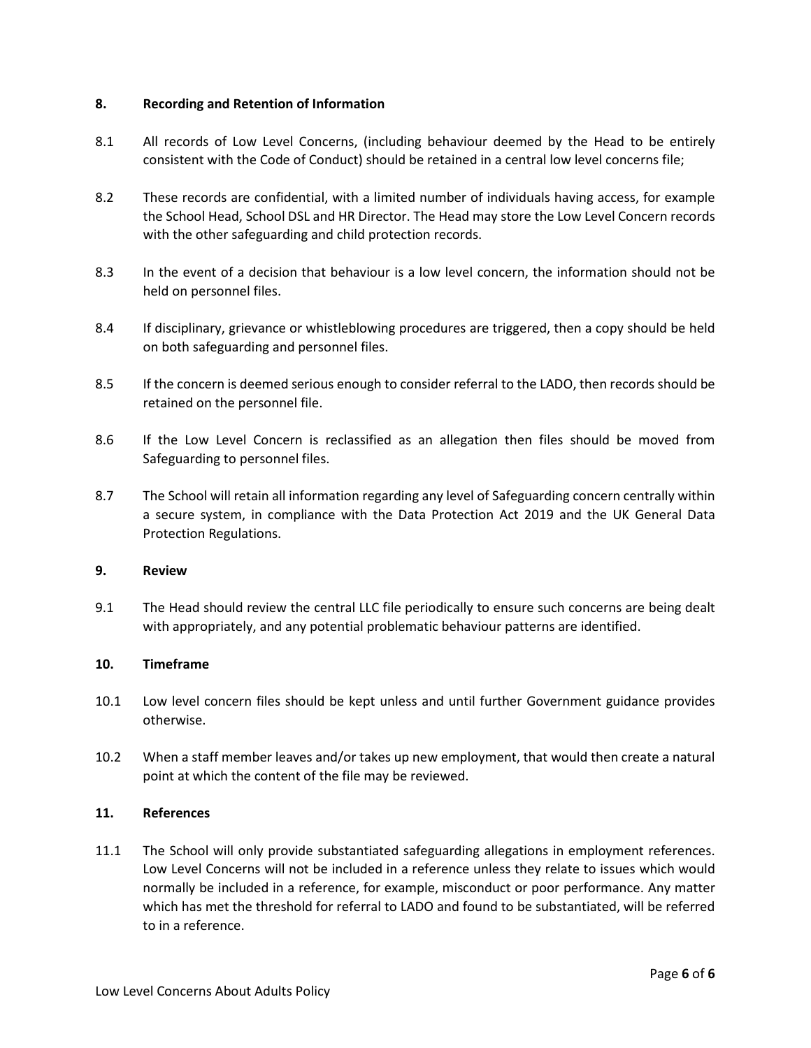## 8. Recording and Retention of Information

8.1 All records of Low Level Concerns, (including behaviour deemed by the Head to be entirely consistent with the Code of Conduct) should be retained in a central low level concerns file;

8.2 These records are confidential, with a limited number of individuals having access, for example the School Head, School DSL and HR Director. The Head may store the Low Level Concern records with the other safeguarding and child protection records.

8.3 In the event of a decision that behaviour is a low level concern, the information should not be held on personnel files.

8.4 If disciplinary, grievance or whistleblowing procedures are triggered, then a copy should be held on both safeguarding and personnel files.

8.5 If the concern is deemed serious enough to consider referral to the LADO, then records should be retained on the personnel file.

8.6 If the Low Level Concern is reclassified as an allegation then files should be moved from Safeguarding to personnel files.

8.7 The School will retain all information regarding any level of Safeguarding concern centrally within a secure system, in compliance with the Data Protection Act 2019 and the UK General Data Protection Regulations.

## 9. Review

9.1 The Head should review the central LLC file periodically to ensure such concerns are being dealt with appropriately, and any potential problematic behaviour patterns are identified.

## 10. Timeframe

10.1 Low level concern files should be kept unless and until further Government guidance provides otherwise.

10.2 When a staff member leaves and/or takes up new employment, that would then create a natural point at which the content of the file may be reviewed.

## 11. References

11.1 The School will only provide substantiated safeguarding allegations in employment references. Low Level Concerns will not be included in a reference unless they relate to issues which would normally be included in a reference, for example, misconduct or poor performance. Any matter which has met the threshold for referral to LADO and found to be substantiated, will be referred to in a reference.